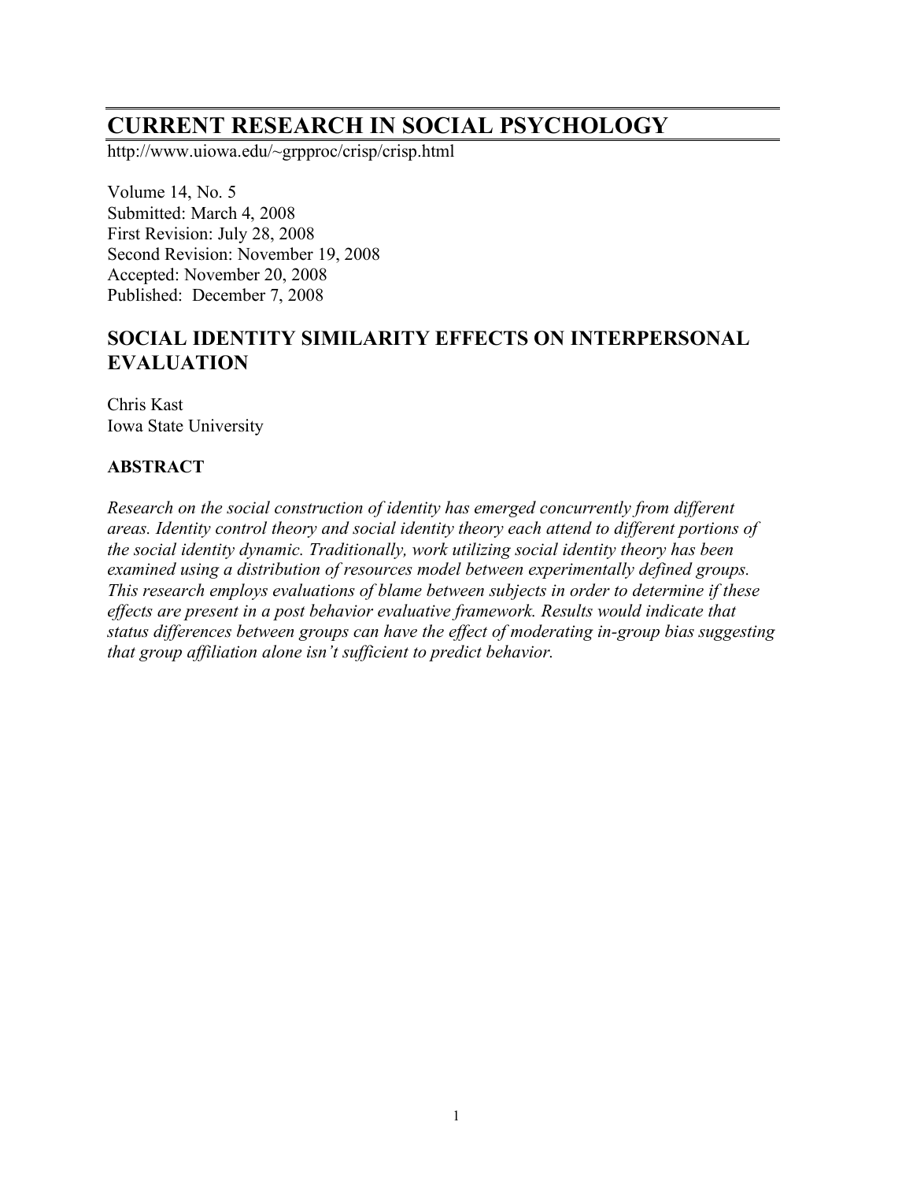# CURRENT RESEARCH IN SOCIAL PSYCHOLOGY

http://www.uiowa.edu/~grpproc/crisp/crisp.html

Volume 14, No. 5
Submitted: March 4, 2008
First Revision: July 28, 2008
Second Revision: November 19, 2008
Accepted: November 20, 2008
Published: December 7, 2008

## SOCIAL IDENTITY SIMILARITY EFFECTS ON INTERPERSONAL EVALUATION

Chris Kast
Iowa State University

### ABSTRACT

*Research on the social construction of identity has emerged concurrently from different areas. Identity control theory and social identity theory each attend to different portions of the social identity dynamic. Traditionally, work utilizing social identity theory has been examined using a distribution of resources model between experimentally defined groups. This research employs evaluations of blame between subjects in order to determine if these effects are present in a post behavior evaluative framework. Results would indicate that status differences between groups can have the effect of moderating in-group bias suggesting that group affiliation alone isn't sufficient to predict behavior.*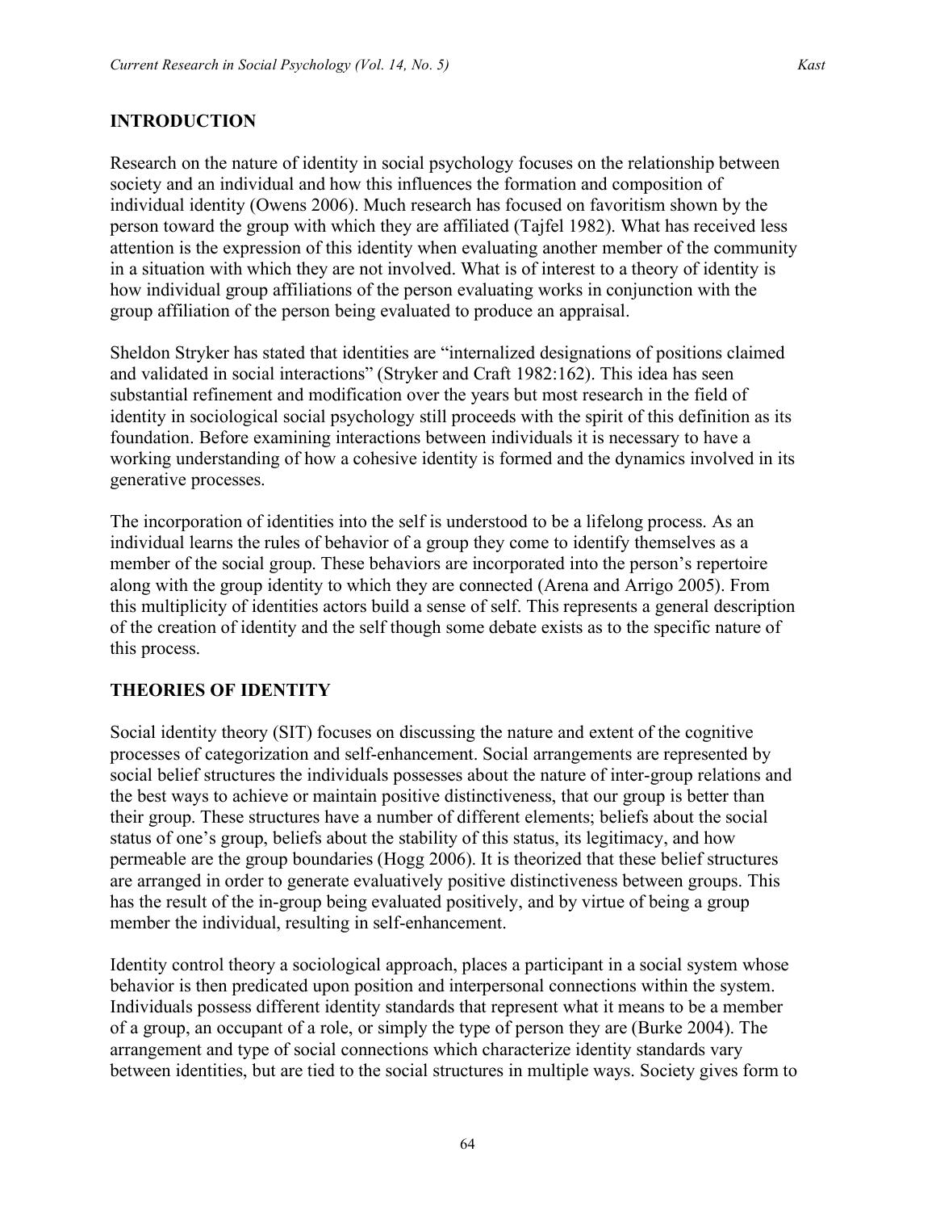## INTRODUCTION

Research on the nature of identity in social psychology focuses on the relationship between society and an individual and how this influences the formation and composition of individual identity (Owens 2006). Much research has focused on favoritism shown by the person toward the group with which they are affiliated (Tajfel 1982). What has received less attention is the expression of this identity when evaluating another member of the community in a situation with which they are not involved. What is of interest to a theory of identity is how individual group affiliations of the person evaluating works in conjunction with the group affiliation of the person being evaluated to produce an appraisal.

Sheldon Stryker has stated that identities are "internalized designations of positions claimed and validated in social interactions" (Stryker and Craft 1982:162). This idea has seen substantial refinement and modification over the years but most research in the field of identity in sociological social psychology still proceeds with the spirit of this definition as its foundation. Before examining interactions between individuals it is necessary to have a working understanding of how a cohesive identity is formed and the dynamics involved in its generative processes.

The incorporation of identities into the self is understood to be a lifelong process. As an individual learns the rules of behavior of a group they come to identify themselves as a member of the social group. These behaviors are incorporated into the person's repertoire along with the group identity to which they are connected (Arena and Arrigo 2005). From this multiplicity of identities actors build a sense of self. This represents a general description of the creation of identity and the self though some debate exists as to the specific nature of this process.

## THEORIES OF IDENTITY

Social identity theory (SIT) focuses on discussing the nature and extent of the cognitive processes of categorization and self-enhancement. Social arrangements are represented by social belief structures the individuals possesses about the nature of inter-group relations and the best ways to achieve or maintain positive distinctiveness, that our group is better than their group. These structures have a number of different elements; beliefs about the social status of one's group, beliefs about the stability of this status, its legitimacy, and how permeable are the group boundaries (Hogg 2006). It is theorized that these belief structures are arranged in order to generate evaluatively positive distinctiveness between groups. This has the result of the in-group being evaluated positively, and by virtue of being a group member the individual, resulting in self-enhancement.

Identity control theory a sociological approach, places a participant in a social system whose behavior is then predicated upon position and interpersonal connections within the system. Individuals possess different identity standards that represent what it means to be a member of a group, an occupant of a role, or simply the type of person they are (Burke 2004). The arrangement and type of social connections which characterize identity standards vary between identities, but are tied to the social structures in multiple ways. Society gives form to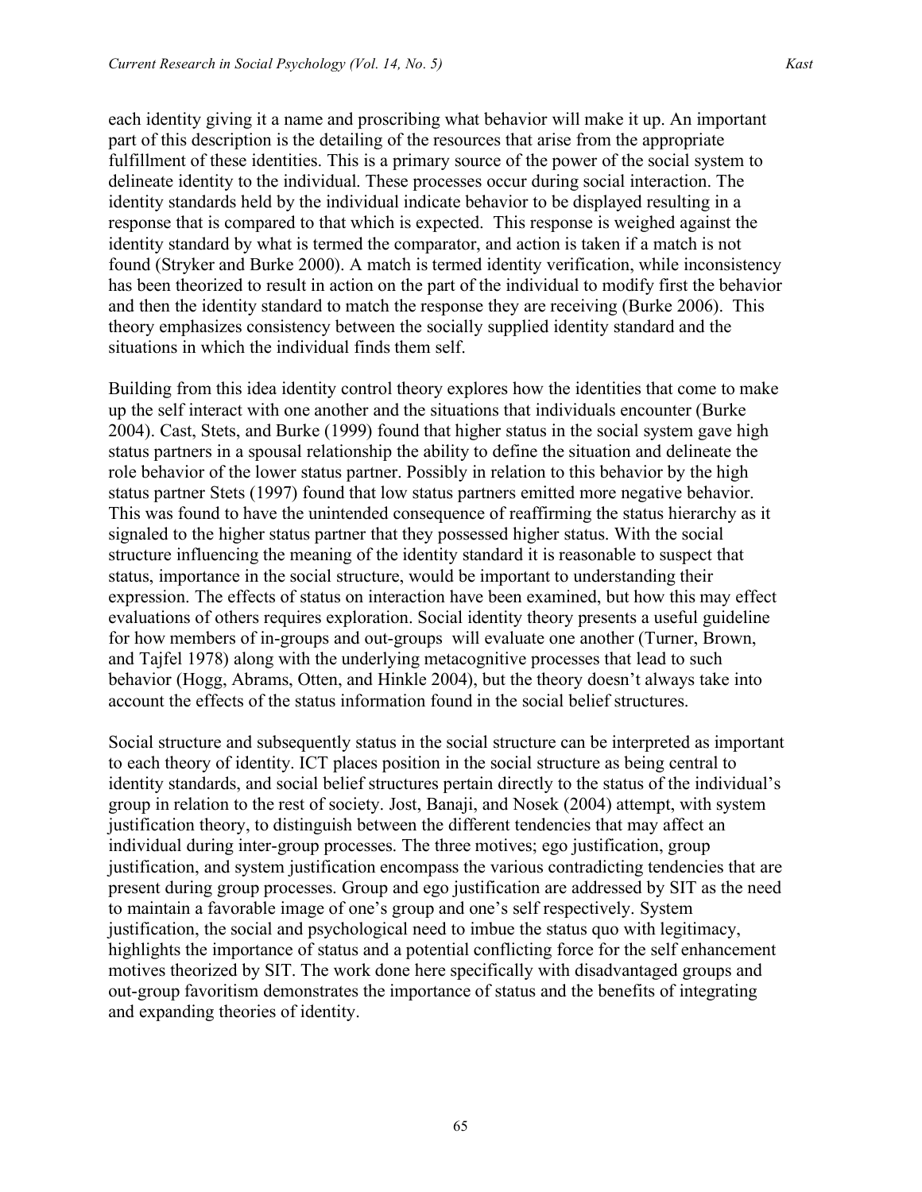each identity giving it a name and proscribing what behavior will make it up. An important part of this description is the detailing of the resources that arise from the appropriate fulfillment of these identities. This is a primary source of the power of the social system to delineate identity to the individual. These processes occur during social interaction. The identity standards held by the individual indicate behavior to be displayed resulting in a response that is compared to that which is expected. This response is weighed against the identity standard by what is termed the comparator, and action is taken if a match is not found (Stryker and Burke 2000). A match is termed identity verification, while inconsistency has been theorized to result in action on the part of the individual to modify first the behavior and then the identity standard to match the response they are receiving (Burke 2006). This theory emphasizes consistency between the socially supplied identity standard and the situations in which the individual finds them self.

Building from this idea identity control theory explores how the identities that come to make up the self interact with one another and the situations that individuals encounter (Burke 2004). Cast, Stets, and Burke (1999) found that higher status in the social system gave high status partners in a spousal relationship the ability to define the situation and delineate the role behavior of the lower status partner. Possibly in relation to this behavior by the high status partner Stets (1997) found that low status partners emitted more negative behavior. This was found to have the unintended consequence of reaffirming the status hierarchy as it signaled to the higher status partner that they possessed higher status. With the social structure influencing the meaning of the identity standard it is reasonable to suspect that status, importance in the social structure, would be important to understanding their expression. The effects of status on interaction have been examined, but how this may effect evaluations of others requires exploration. Social identity theory presents a useful guideline for how members of in-groups and out-groups will evaluate one another (Turner, Brown, and Tajfel 1978) along with the underlying metacognitive processes that lead to such behavior (Hogg, Abrams, Otten, and Hinkle 2004), but the theory doesn't always take into account the effects of the status information found in the social belief structures.

Social structure and subsequently status in the social structure can be interpreted as important to each theory of identity. ICT places position in the social structure as being central to identity standards, and social belief structures pertain directly to the status of the individual's group in relation to the rest of society. Jost, Banaji, and Nosek (2004) attempt, with system justification theory, to distinguish between the different tendencies that may affect an individual during inter-group processes. The three motives; ego justification, group justification, and system justification encompass the various contradicting tendencies that are present during group processes. Group and ego justification are addressed by SIT as the need to maintain a favorable image of one's group and one's self respectively. System justification, the social and psychological need to imbue the status quo with legitimacy, highlights the importance of status and a potential conflicting force for the self enhancement motives theorized by SIT. The work done here specifically with disadvantaged groups and out-group favoritism demonstrates the importance of status and the benefits of integrating and expanding theories of identity.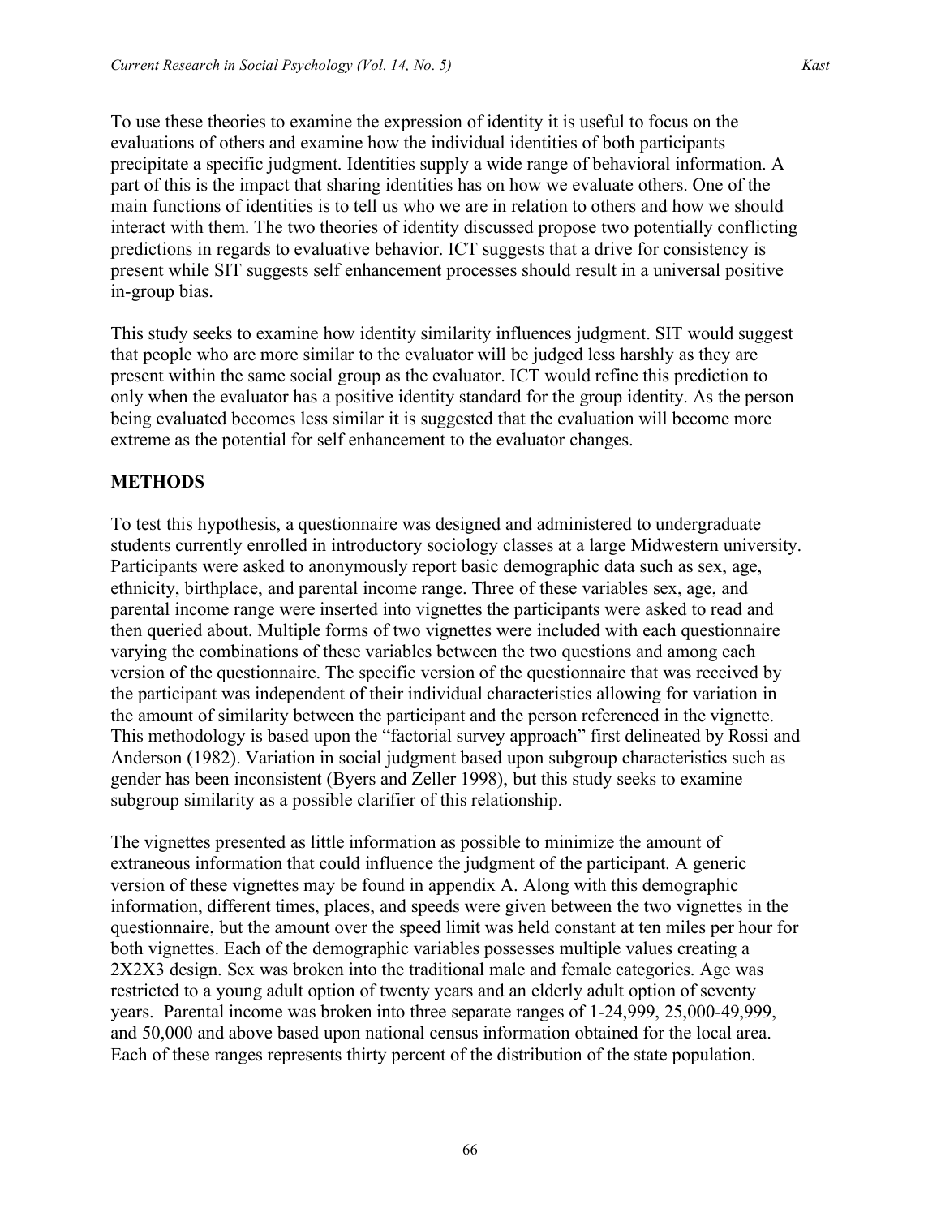To use these theories to examine the expression of identity it is useful to focus on the evaluations of others and examine how the individual identities of both participants precipitate a specific judgment. Identities supply a wide range of behavioral information. A part of this is the impact that sharing identities has on how we evaluate others. One of the main functions of identities is to tell us who we are in relation to others and how we should interact with them. The two theories of identity discussed propose two potentially conflicting predictions in regards to evaluative behavior. ICT suggests that a drive for consistency is present while SIT suggests self enhancement processes should result in a universal positive in-group bias.

This study seeks to examine how identity similarity influences judgment. SIT would suggest that people who are more similar to the evaluator will be judged less harshly as they are present within the same social group as the evaluator. ICT would refine this prediction to only when the evaluator has a positive identity standard for the group identity. As the person being evaluated becomes less similar it is suggested that the evaluation will become more extreme as the potential for self enhancement to the evaluator changes.

## METHODS

To test this hypothesis, a questionnaire was designed and administered to undergraduate students currently enrolled in introductory sociology classes at a large Midwestern university. Participants were asked to anonymously report basic demographic data such as sex, age, ethnicity, birthplace, and parental income range. Three of these variables sex, age, and parental income range were inserted into vignettes the participants were asked to read and then queried about. Multiple forms of two vignettes were included with each questionnaire varying the combinations of these variables between the two questions and among each version of the questionnaire. The specific version of the questionnaire that was received by the participant was independent of their individual characteristics allowing for variation in the amount of similarity between the participant and the person referenced in the vignette. This methodology is based upon the "factorial survey approach" first delineated by Rossi and Anderson (1982). Variation in social judgment based upon subgroup characteristics such as gender has been inconsistent (Byers and Zeller 1998), but this study seeks to examine subgroup similarity as a possible clarifier of this relationship.

The vignettes presented as little information as possible to minimize the amount of extraneous information that could influence the judgment of the participant. A generic version of these vignettes may be found in appendix A. Along with this demographic information, different times, places, and speeds were given between the two vignettes in the questionnaire, but the amount over the speed limit was held constant at ten miles per hour for both vignettes. Each of the demographic variables possesses multiple values creating a 2X2X3 design. Sex was broken into the traditional male and female categories. Age was restricted to a young adult option of twenty years and an elderly adult option of seventy years. Parental income was broken into three separate ranges of 1-24,999, 25,000-49,999, and 50,000 and above based upon national census information obtained for the local area. Each of these ranges represents thirty percent of the distribution of the state population.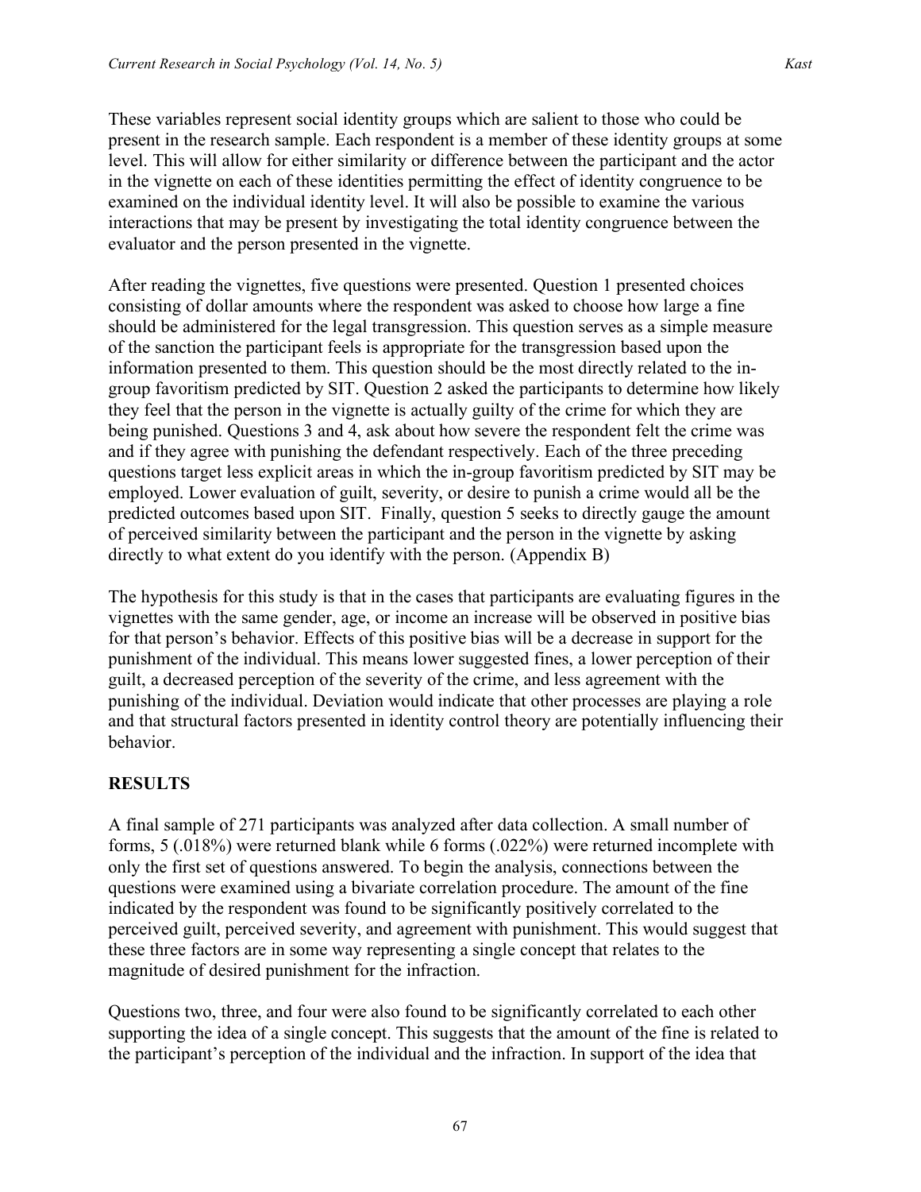These variables represent social identity groups which are salient to those who could be present in the research sample. Each respondent is a member of these identity groups at some level. This will allow for either similarity or difference between the participant and the actor in the vignette on each of these identities permitting the effect of identity congruence to be examined on the individual identity level. It will also be possible to examine the various interactions that may be present by investigating the total identity congruence between the evaluator and the person presented in the vignette.

After reading the vignettes, five questions were presented. Question 1 presented choices consisting of dollar amounts where the respondent was asked to choose how large a fine should be administered for the legal transgression. This question serves as a simple measure of the sanction the participant feels is appropriate for the transgression based upon the information presented to them. This question should be the most directly related to the in-group favoritism predicted by SIT. Question 2 asked the participants to determine how likely they feel that the person in the vignette is actually guilty of the crime for which they are being punished. Questions 3 and 4, ask about how severe the respondent felt the crime was and if they agree with punishing the defendant respectively. Each of the three preceding questions target less explicit areas in which the in-group favoritism predicted by SIT may be employed. Lower evaluation of guilt, severity, or desire to punish a crime would all be the predicted outcomes based upon SIT. Finally, question 5 seeks to directly gauge the amount of perceived similarity between the participant and the person in the vignette by asking directly to what extent do you identify with the person. (Appendix B)

The hypothesis for this study is that in the cases that participants are evaluating figures in the vignettes with the same gender, age, or income an increase will be observed in positive bias for that person's behavior. Effects of this positive bias will be a decrease in support for the punishment of the individual. This means lower suggested fines, a lower perception of their guilt, a decreased perception of the severity of the crime, and less agreement with the punishing of the individual. Deviation would indicate that other processes are playing a role and that structural factors presented in identity control theory are potentially influencing their behavior.

## RESULTS

A final sample of 271 participants was analyzed after data collection. A small number of forms, 5 (.018%) were returned blank while 6 forms (.022%) were returned incomplete with only the first set of questions answered. To begin the analysis, connections between the questions were examined using a bivariate correlation procedure. The amount of the fine indicated by the respondent was found to be significantly positively correlated to the perceived guilt, perceived severity, and agreement with punishment. This would suggest that these three factors are in some way representing a single concept that relates to the magnitude of desired punishment for the infraction.

Questions two, three, and four were also found to be significantly correlated to each other supporting the idea of a single concept. This suggests that the amount of the fine is related to the participant's perception of the individual and the infraction. In support of the idea that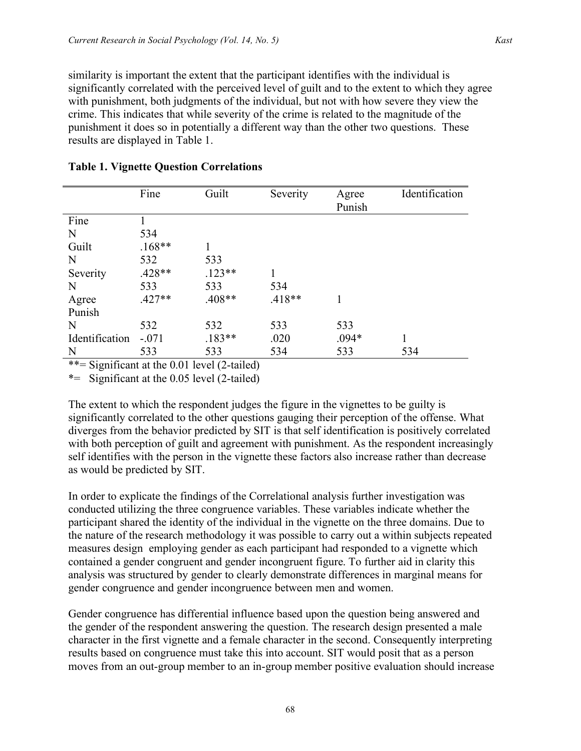similarity is important the extent that the participant identifies with the individual is significantly correlated with the perceived level of guilt and to the extent to which they agree with punishment, both judgments of the individual, but not with how severe they view the crime. This indicates that while severity of the crime is related to the magnitude of the punishment it does so in potentially a different way than the other two questions. These results are displayed in Table 1.

**Table 1. Vignette Question Correlations**

| | Fine | Guilt | Severity | Agree Punish | Identification |
|---|---|---|---|---|---|
| Fine | 1 | | | | |
| N | 534 | | | | |
| Guilt | .168** | 1 | | | |
| N | 532 | 533 | | | |
| Severity | .428** | .123** | 1 | | |
| N | 533 | 533 | 534 | | |
| Agree Punish | .427** | .408** | .418** | 1 | |
| N | 532 | 532 | 533 | 533 | |
| Identification | -.071 | .183** | .020 | .094* | 1 |
| N | 533 | 533 | 534 | 533 | 534 |

**= Significant at the 0.01 level (2-tailed)

*= Significant at the 0.05 level (2-tailed)

The extent to which the respondent judges the figure in the vignettes to be guilty is significantly correlated to the other questions gauging their perception of the offense. What diverges from the behavior predicted by SIT is that self identification is positively correlated with both perception of guilt and agreement with punishment. As the respondent increasingly self identifies with the person in the vignette these factors also increase rather than decrease as would be predicted by SIT.

In order to explicate the findings of the Correlational analysis further investigation was conducted utilizing the three congruence variables. These variables indicate whether the participant shared the identity of the individual in the vignette on the three domains. Due to the nature of the research methodology it was possible to carry out a within subjects repeated measures design employing gender as each participant had responded to a vignette which contained a gender congruent and gender incongruent figure. To further aid in clarity this analysis was structured by gender to clearly demonstrate differences in marginal means for gender congruence and gender incongruence between men and women.

Gender congruence has differential influence based upon the question being answered and the gender of the respondent answering the question. The research design presented a male character in the first vignette and a female character in the second. Consequently interpreting results based on congruence must take this into account. SIT would posit that as a person moves from an out-group member to an in-group member positive evaluation should increase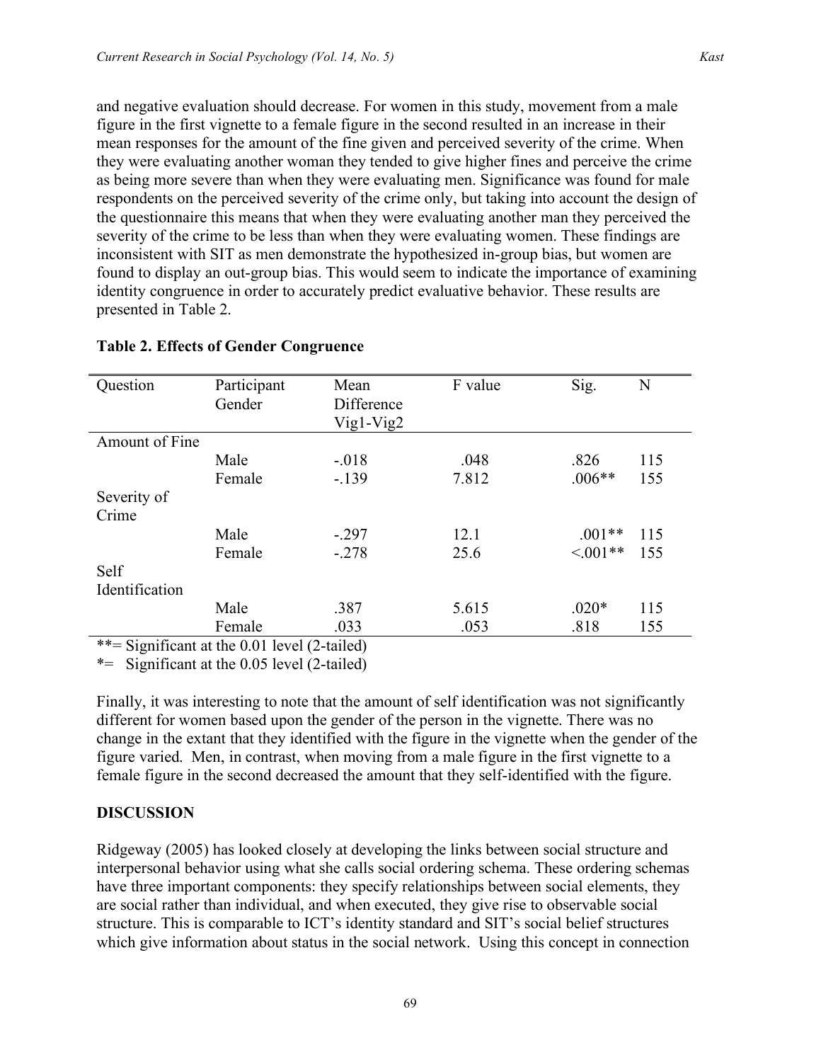and negative evaluation should decrease. For women in this study, movement from a male figure in the first vignette to a female figure in the second resulted in an increase in their mean responses for the amount of the fine given and perceived severity of the crime. When they were evaluating another woman they tended to give higher fines and perceive the crime as being more severe than when they were evaluating men. Significance was found for male respondents on the perceived severity of the crime only, but taking into account the design of the questionnaire this means that when they were evaluating another man they perceived the severity of the crime to be less than when they were evaluating women. These findings are inconsistent with SIT as men demonstrate the hypothesized in-group bias, but women are found to display an out-group bias. This would seem to indicate the importance of examining identity congruence in order to accurately predict evaluative behavior. These results are presented in Table 2.

**Table 2. Effects of Gender Congruence**

| Question | Participant Gender | Mean Difference Vig1-Vig2 | F value | Sig. | N |
|---|---|---|---|---|---|
| Amount of Fine | | | | | |
| | Male | -.018 | .048 | .826 | 115 |
| | Female | -.139 | 7.812 | .006** | 155 |
| Severity of Crime | | | | | |
| | Male | -.297 | 12.1 | .001** | 115 |
| | Female | -.278 | 25.6 | <.001** | 155 |
| Self Identification | | | | | |
| | Male | .387 | 5.615 | .020* | 115 |
| | Female | .033 | .053 | .818 | 155 |

**= Significant at the 0.01 level (2-tailed)

*= Significant at the 0.05 level (2-tailed)

Finally, it was interesting to note that the amount of self identification was not significantly different for women based upon the gender of the person in the vignette. There was no change in the extant that they identified with the figure in the vignette when the gender of the figure varied. Men, in contrast, when moving from a male figure in the first vignette to a female figure in the second decreased the amount that they self-identified with the figure.

## DISCUSSION

Ridgeway (2005) has looked closely at developing the links between social structure and interpersonal behavior using what she calls social ordering schema. These ordering schemas have three important components: they specify relationships between social elements, they are social rather than individual, and when executed, they give rise to observable social structure. This is comparable to ICT's identity standard and SIT's social belief structures which give information about status in the social network. Using this concept in connection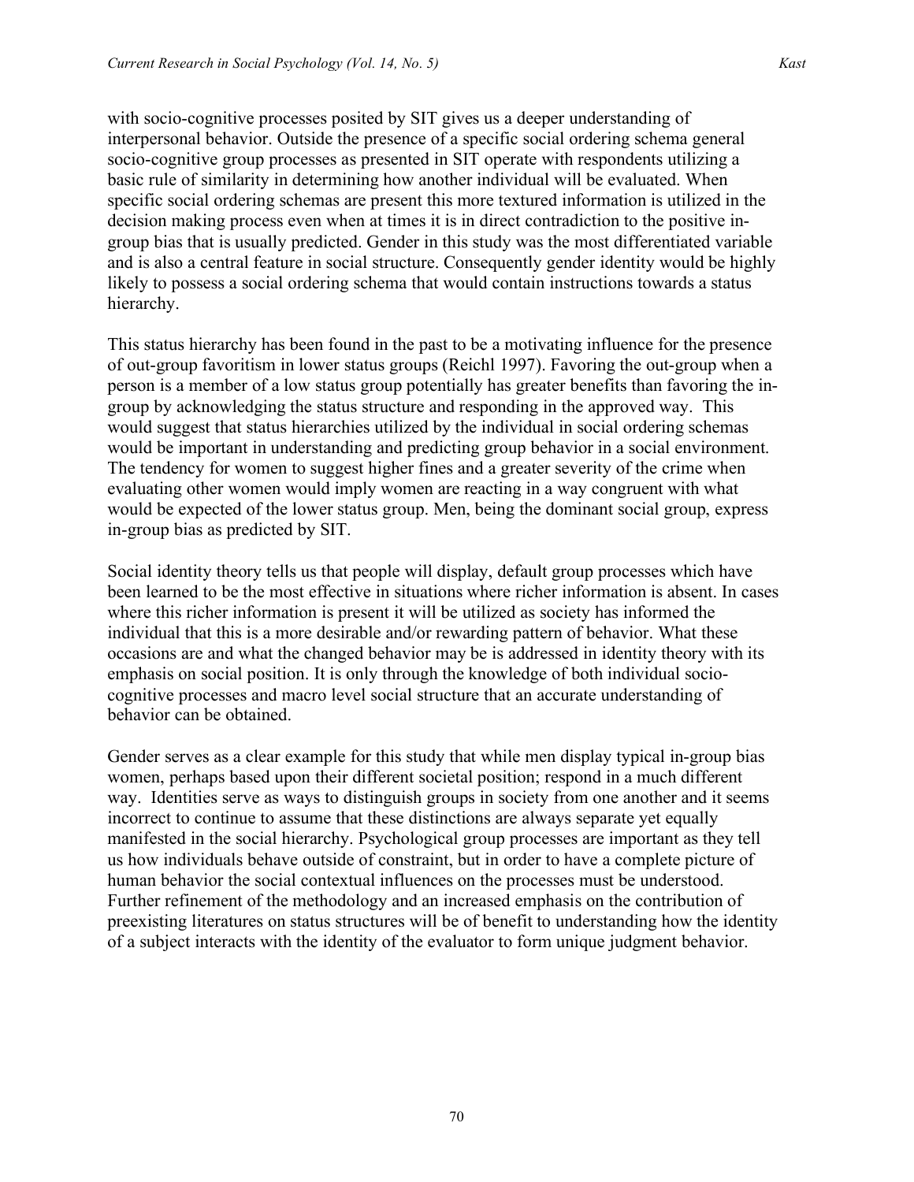with socio-cognitive processes posited by SIT gives us a deeper understanding of interpersonal behavior. Outside the presence of a specific social ordering schema general socio-cognitive group processes as presented in SIT operate with respondents utilizing a basic rule of similarity in determining how another individual will be evaluated. When specific social ordering schemas are present this more textured information is utilized in the decision making process even when at times it is in direct contradiction to the positive in-group bias that is usually predicted. Gender in this study was the most differentiated variable and is also a central feature in social structure. Consequently gender identity would be highly likely to possess a social ordering schema that would contain instructions towards a status hierarchy.

This status hierarchy has been found in the past to be a motivating influence for the presence of out-group favoritism in lower status groups (Reichl 1997). Favoring the out-group when a person is a member of a low status group potentially has greater benefits than favoring the in-group by acknowledging the status structure and responding in the approved way. This would suggest that status hierarchies utilized by the individual in social ordering schemas would be important in understanding and predicting group behavior in a social environment. The tendency for women to suggest higher fines and a greater severity of the crime when evaluating other women would imply women are reacting in a way congruent with what would be expected of the lower status group. Men, being the dominant social group, express in-group bias as predicted by SIT.

Social identity theory tells us that people will display, default group processes which have been learned to be the most effective in situations where richer information is absent. In cases where this richer information is present it will be utilized as society has informed the individual that this is a more desirable and/or rewarding pattern of behavior. What these occasions are and what the changed behavior may be is addressed in identity theory with its emphasis on social position. It is only through the knowledge of both individual socio-cognitive processes and macro level social structure that an accurate understanding of behavior can be obtained.

Gender serves as a clear example for this study that while men display typical in-group bias women, perhaps based upon their different societal position; respond in a much different way. Identities serve as ways to distinguish groups in society from one another and it seems incorrect to continue to assume that these distinctions are always separate yet equally manifested in the social hierarchy. Psychological group processes are important as they tell us how individuals behave outside of constraint, but in order to have a complete picture of human behavior the social contextual influences on the processes must be understood. Further refinement of the methodology and an increased emphasis on the contribution of preexisting literatures on status structures will be of benefit to understanding how the identity of a subject interacts with the identity of the evaluator to form unique judgment behavior.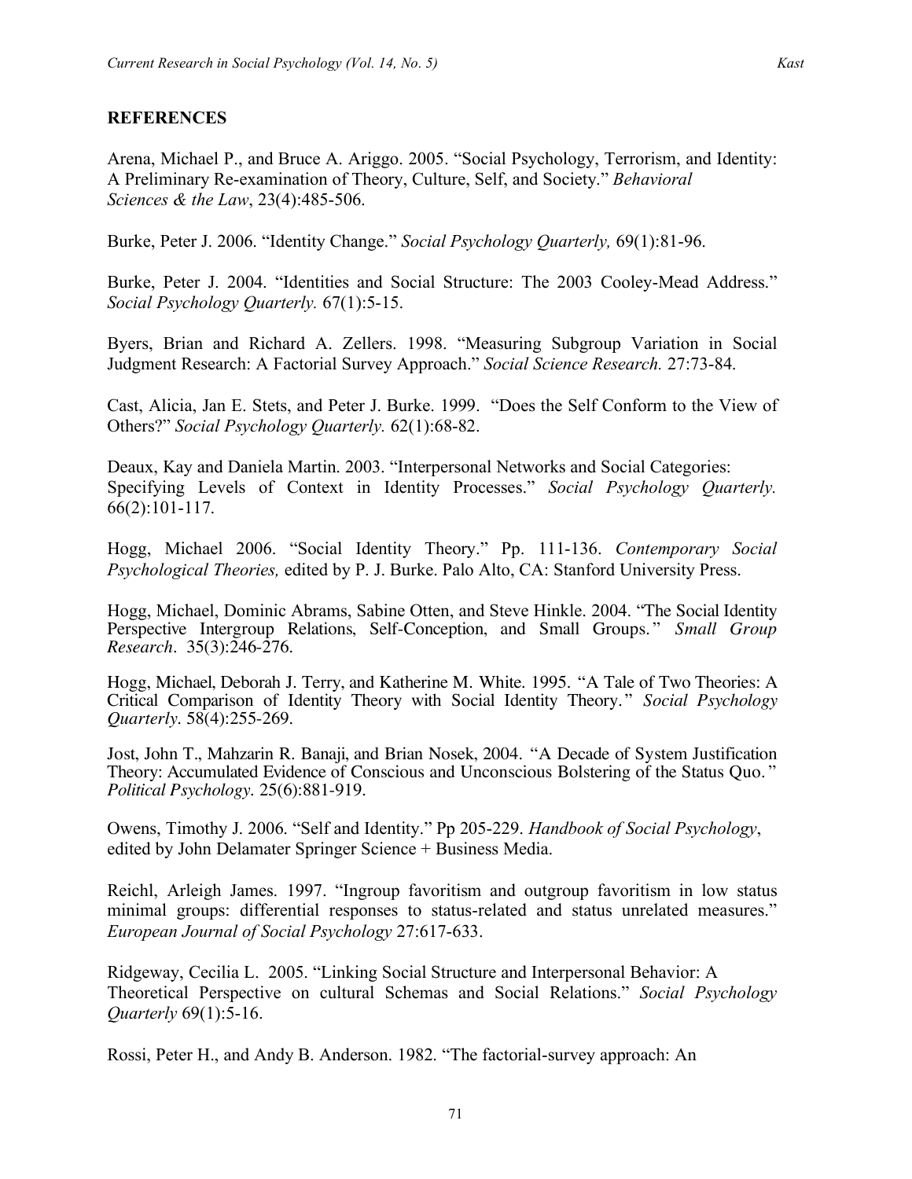## REFERENCES

Arena, Michael P., and Bruce A. Ariggo. 2005. "Social Psychology, Terrorism, and Identity: A Preliminary Re-examination of Theory, Culture, Self, and Society." *Behavioral Sciences & the Law*, 23(4):485-506.

Burke, Peter J. 2006. "Identity Change." *Social Psychology Quarterly,* 69(1):81-96.

Burke, Peter J. 2004. "Identities and Social Structure: The 2003 Cooley-Mead Address." *Social Psychology Quarterly.* 67(1):5-15.

Byers, Brian and Richard A. Zellers. 1998. "Measuring Subgroup Variation in Social Judgment Research: A Factorial Survey Approach." *Social Science Research.* 27:73-84.

Cast, Alicia, Jan E. Stets, and Peter J. Burke. 1999. "Does the Self Conform to the View of Others?" *Social Psychology Quarterly.* 62(1):68-82.

Deaux, Kay and Daniela Martin. 2003. "Interpersonal Networks and Social Categories: Specifying Levels of Context in Identity Processes." *Social Psychology Quarterly.* 66(2):101-117.

Hogg, Michael 2006. "Social Identity Theory." Pp. 111-136. *Contemporary Social Psychological Theories,* edited by P. J. Burke. Palo Alto, CA: Stanford University Press.

Hogg, Michael, Dominic Abrams, Sabine Otten, and Steve Hinkle. 2004. "The Social Identity Perspective Intergroup Relations, Self-Conception, and Small Groups." *Small Group Research*. 35(3):246-276.

Hogg, Michael, Deborah J. Terry, and Katherine M. White. 1995. "A Tale of Two Theories: A Critical Comparison of Identity Theory with Social Identity Theory." *Social Psychology Quarterly*. 58(4):255-269.

Jost, John T., Mahzarin R. Banaji, and Brian Nosek, 2004. "A Decade of System Justification Theory: Accumulated Evidence of Conscious and Unconscious Bolstering of the Status Quo." *Political Psychology*. 25(6):881-919.

Owens, Timothy J. 2006. "Self and Identity." Pp 205-229. *Handbook of Social Psychology*, edited by John Delamater Springer Science + Business Media.

Reichl, Arleigh James. 1997. "Ingroup favoritism and outgroup favoritism in low status minimal groups: differential responses to status-related and status unrelated measures." *European Journal of Social Psychology* 27:617-633.

Ridgeway, Cecilia L. 2005. "Linking Social Structure and Interpersonal Behavior: A Theoretical Perspective on cultural Schemas and Social Relations." *Social Psychology Quarterly* 69(1):5-16.

Rossi, Peter H., and Andy B. Anderson. 1982. "The factorial-survey approach: An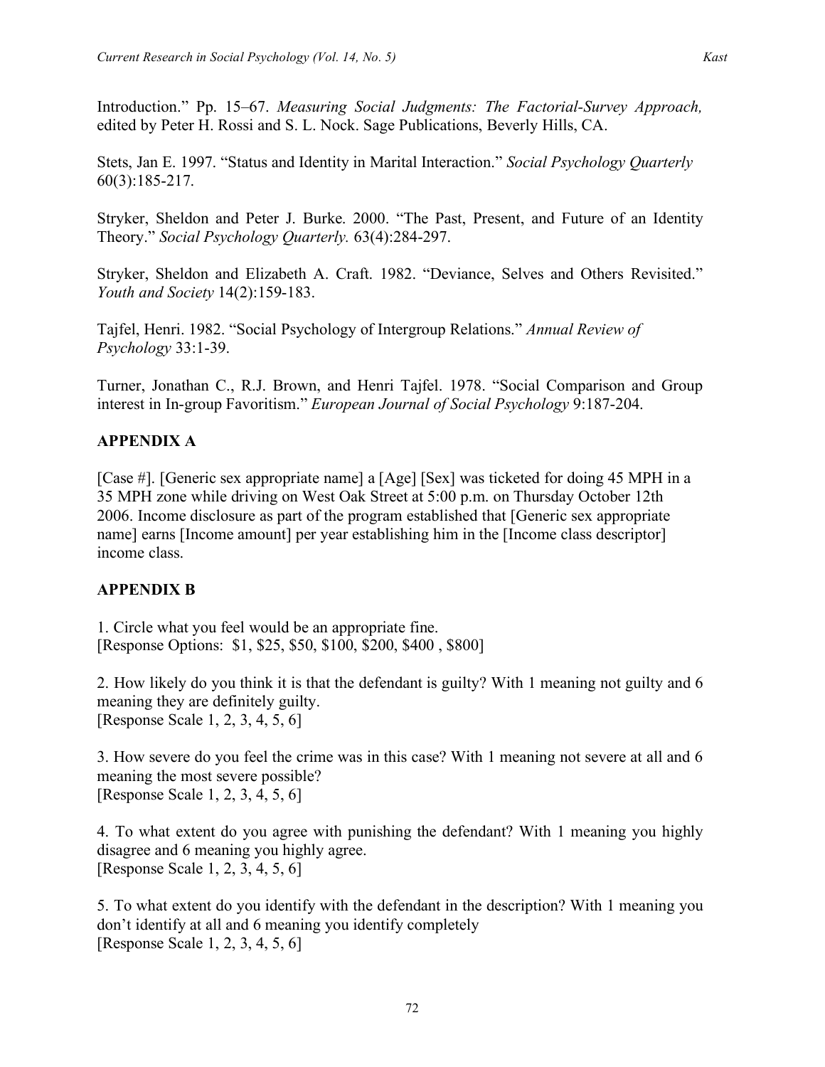Introduction." Pp. 15–67. *Measuring Social Judgments: The Factorial-Survey Approach,* edited by Peter H. Rossi and S. L. Nock. Sage Publications, Beverly Hills, CA.

Stets, Jan E. 1997. "Status and Identity in Marital Interaction." *Social Psychology Quarterly* 60(3):185-217.

Stryker, Sheldon and Peter J. Burke. 2000. "The Past, Present, and Future of an Identity Theory." *Social Psychology Quarterly.* 63(4):284-297.

Stryker, Sheldon and Elizabeth A. Craft. 1982. "Deviance, Selves and Others Revisited." *Youth and Society* 14(2):159-183.

Tajfel, Henri. 1982. "Social Psychology of Intergroup Relations." *Annual Review of Psychology* 33:1-39.

Turner, Jonathan C., R.J. Brown, and Henri Tajfel. 1978. "Social Comparison and Group interest in In-group Favoritism." *European Journal of Social Psychology* 9:187-204.

## APPENDIX A

[Case #]. [Generic sex appropriate name] a [Age] [Sex] was ticketed for doing 45 MPH in a 35 MPH zone while driving on West Oak Street at 5:00 p.m. on Thursday October 12th 2006. Income disclosure as part of the program established that [Generic sex appropriate name] earns [Income amount] per year establishing him in the [Income class descriptor] income class.

## APPENDIX B

1. Circle what you feel would be an appropriate fine.
[Response Options: $1, $25, $50, $100, $200, $400 , $800]

2. How likely do you think it is that the defendant is guilty? With 1 meaning not guilty and 6 meaning they are definitely guilty.
[Response Scale 1, 2, 3, 4, 5, 6]

3. How severe do you feel the crime was in this case? With 1 meaning not severe at all and 6 meaning the most severe possible?
[Response Scale 1, 2, 3, 4, 5, 6]

4. To what extent do you agree with punishing the defendant? With 1 meaning you highly disagree and 6 meaning you highly agree.
[Response Scale 1, 2, 3, 4, 5, 6]

5. To what extent do you identify with the defendant in the description? With 1 meaning you don't identify at all and 6 meaning you identify completely
[Response Scale 1, 2, 3, 4, 5, 6]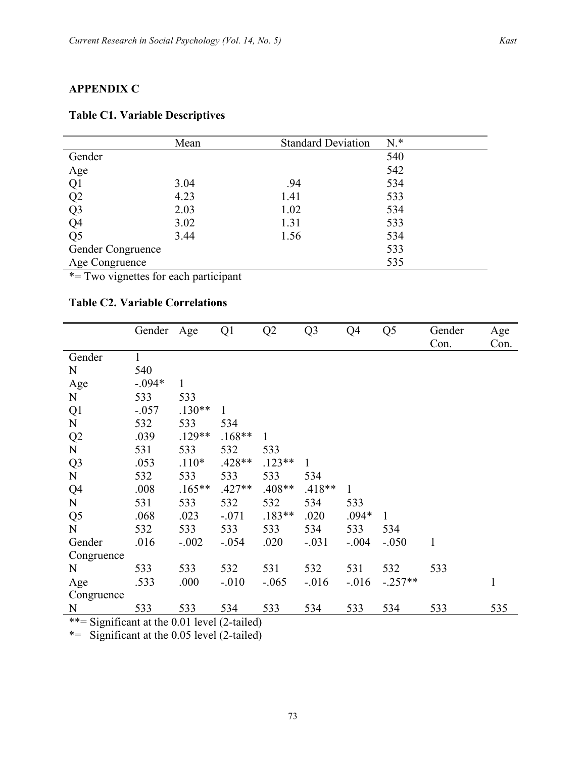## APPENDIX C

### Table C1. Variable Descriptives

| | Mean | Standard Deviation | N.* |
|---|---|---|---|
| Gender | | | 540 |
| Age | | | 542 |
| Q1 | 3.04 | .94 | 534 |
| Q2 | 4.23 | 1.41 | 533 |
| Q3 | 2.03 | 1.02 | 534 |
| Q4 | 3.02 | 1.31 | 533 |
| Q5 | 3.44 | 1.56 | 534 |
| Gender Congruence | | | 533 |
| Age Congruence | | | 535 |

*= Two vignettes for each participant

### Table C2. Variable Correlations

| | Gender | Age | Q1 | Q2 | Q3 | Q4 | Q5 | Gender Con. | Age Con. |
|---|---|---|---|---|---|---|---|---|---|
| Gender | 1 | | | | | | | | |
| N | 540 | | | | | | | | |
| Age | -.094* | 1 | | | | | | | |
| N | 533 | 533 | | | | | | | |
| Q1 | -.057 | .130** | 1 | | | | | | |
| N | 532 | 533 | 534 | | | | | | |
| Q2 | .039 | .129** | .168** | 1 | | | | | |
| N | 531 | 533 | 532 | 533 | | | | | |
| Q3 | .053 | .110* | .428** | .123** | 1 | | | | |
| N | 532 | 533 | 533 | 533 | 534 | | | | |
| Q4 | .008 | .165** | .427** | .408** | .418** | 1 | | | |
| N | 531 | 533 | 532 | 532 | 534 | 533 | | | |
| Q5 | .068 | .023 | -.071 | .183** | .020 | .094* | 1 | | |
| N | 532 | 533 | 533 | 533 | 534 | 533 | 534 | | |
| Gender Congruence | .016 | -.002 | -.054 | .020 | -.031 | -.004 | -.050 | 1 | |
| N | 533 | 533 | 532 | 531 | 532 | 531 | 532 | 533 | |
| Age Congruence | .533 | .000 | -.010 | -.065 | -.016 | -.016 | -.257** | | 1 |
| N | 533 | 533 | 534 | 533 | 534 | 533 | 534 | 533 | 535 |

**= Significant at the 0.01 level (2-tailed)

*= Significant at the 0.05 level (2-tailed)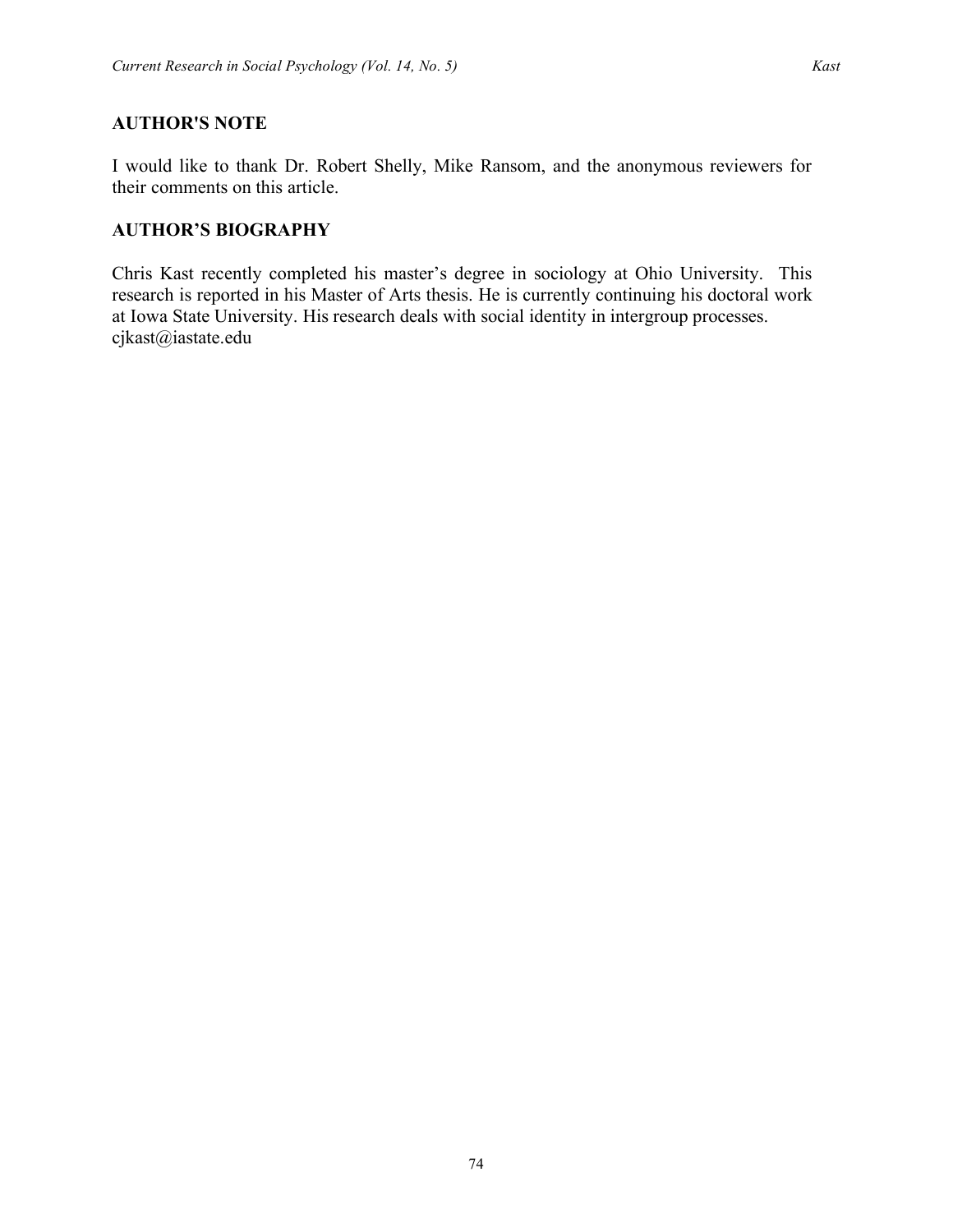## AUTHOR'S NOTE

I would like to thank Dr. Robert Shelly, Mike Ransom, and the anonymous reviewers for their comments on this article.

## AUTHOR'S BIOGRAPHY

Chris Kast recently completed his master's degree in sociology at Ohio University. This research is reported in his Master of Arts thesis. He is currently continuing his doctoral work at Iowa State University. His research deals with social identity in intergroup processes. cjkast@iastate.edu